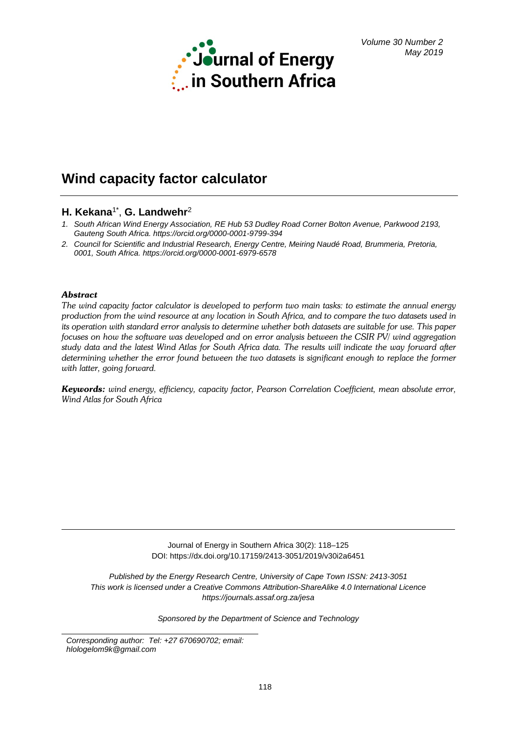# Wind capacity factor calculator

**H. Kekana**[1*], **G. Landwehr**[2]

1. *South African Wind Energy Association, RE Hub 53 Dudley Road Corner Bolton Avenue, Parkwood 2193, Gauteng South Africa. https://orcid.org/0000-0001-9799-394*
2. *Council for Scientific and Industrial Research, Energy Centre, Meiring Naudé Road, Brummeria, Pretoria, 0001, South Africa. https://orcid.org/0000-0001-6979-6578*

***Abstract***

*The wind capacity factor calculator is developed to perform two main tasks: to estimate the annual energy production from the wind resource at any location in South Africa, and to compare the two datasets used in its operation with standard error analysis to determine whether both datasets are suitable for use. This paper focuses on how the software was developed and on error analysis between the CSIR PV/ wind aggregation study data and the latest Wind Atlas for South Africa data. The results will indicate the way forward after determining whether the error found between the two datasets is significant enough to replace the former with latter, going forward.*

***Keywords:*** *wind energy, efficiency, capacity factor, Pearson Correlation Coefficient, mean absolute error, Wind Atlas for South Africa*

Journal of Energy in Southern Africa 30(2): 118–125
DOI: https://dx.doi.org/10.17159/2413-3051/2019/v30i2a6451

*Published by the Energy Research Centre, University of Cape Town ISSN: 2413-3051*
*This work is licensed under a Creative Commons Attribution-ShareAlike 4.0 International Licence*
*https://journals.assaf.org.za/jesa*

*Sponsored by the Department of Science and Technology*

*Corresponding author: Tel: +27 670690702; email: hlologelom9k@gmail.com*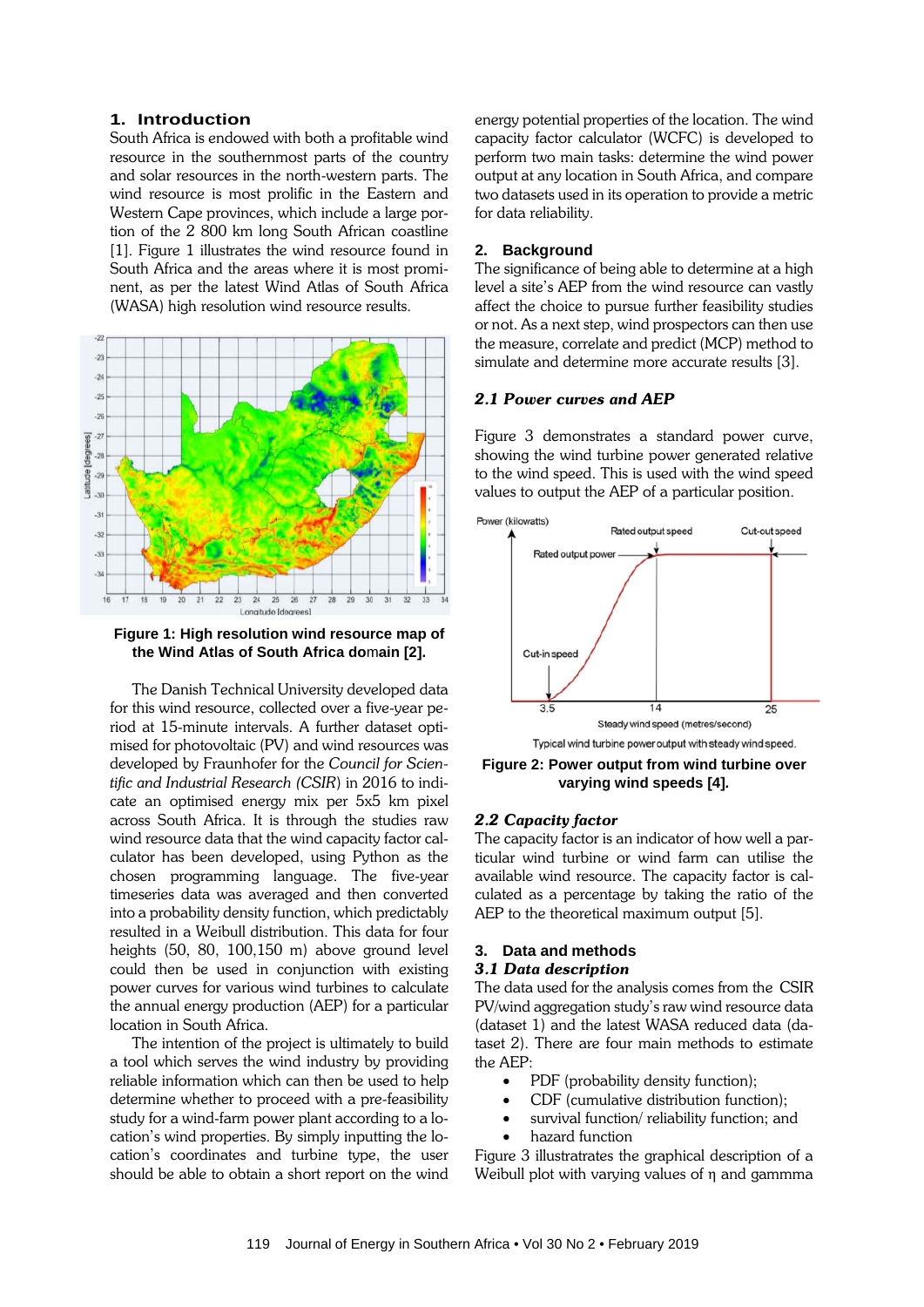## 1. Introduction

South Africa is endowed with both a profitable wind resource in the southernmost parts of the country and solar resources in the north-western parts. The wind resource is most prolific in the Eastern and Western Cape provinces, which include a large portion of the 2 800 km long South African coastline [1]. Figure 1 illustrates the wind resource found in South Africa and the areas where it is most prominent, as per the latest Wind Atlas of South Africa (WASA) high resolution wind resource results.

**Figure 1: High resolution wind resource map of the Wind Atlas of South Africa domain [2].**

The Danish Technical University developed data for this wind resource, collected over a five-year period at 15-minute intervals. A further dataset optimised for photovoltaic (PV) and wind resources was developed by Fraunhofer for the *Council for Scientific and Industrial Research (CSIR*) in 2016 to indicate an optimised energy mix per 5x5 km pixel across South Africa. It is through the studies raw wind resource data that the wind capacity factor calculator has been developed, using Python as the chosen programming language. The five-year timeseries data was averaged and then converted into a probability density function, which predictably resulted in a Weibull distribution. This data for four heights (50, 80, 100,150 m) above ground level could then be used in conjunction with existing power curves for various wind turbines to calculate the annual energy production (AEP) for a particular location in South Africa.

The intention of the project is ultimately to build a tool which serves the wind industry by providing reliable information which can then be used to help determine whether to proceed with a pre-feasibility study for a wind-farm power plant according to a location's wind properties. By simply inputting the location's coordinates and turbine type, the user should be able to obtain a short report on the wind energy potential properties of the location. The wind capacity factor calculator (WCFC) is developed to perform two main tasks: determine the wind power output at any location in South Africa, and compare two datasets used in its operation to provide a metric for data reliability.

## 2. Background

The significance of being able to determine at a high level a site's AEP from the wind resource can vastly affect the choice to pursue further feasibility studies or not. As a next step, wind prospectors can then use the measure, correlate and predict (MCP) method to simulate and determine more accurate results [3].

### *2.1 Power curves and AEP*

Figure 3 demonstrates a standard power curve, showing the wind turbine power generated relative to the wind speed. This is used with the wind speed values to output the AEP of a particular position.

Typical wind turbine power output with steady wind speed.

**Figure 2: Power output from wind turbine over varying wind speeds [4].**

### *2.2 Capacity factor*

The capacity factor is an indicator of how well a particular wind turbine or wind farm can utilise the available wind resource. The capacity factor is calculated as a percentage by taking the ratio of the AEP to the theoretical maximum output [5].

## 3. Data and methods

### *3.1 Data description*

The data used for the analysis comes from the CSIR PV/wind aggregation study's raw wind resource data (dataset 1) and the latest WASA reduced data (dataset 2). There are four main methods to estimate the AEP:

- PDF (probability density function);
- CDF (cumulative distribution function);
- survival function/ reliability function; and
- hazard function

Figure 3 illustrates the graphical description of a Weibull plot with varying values of η and gammma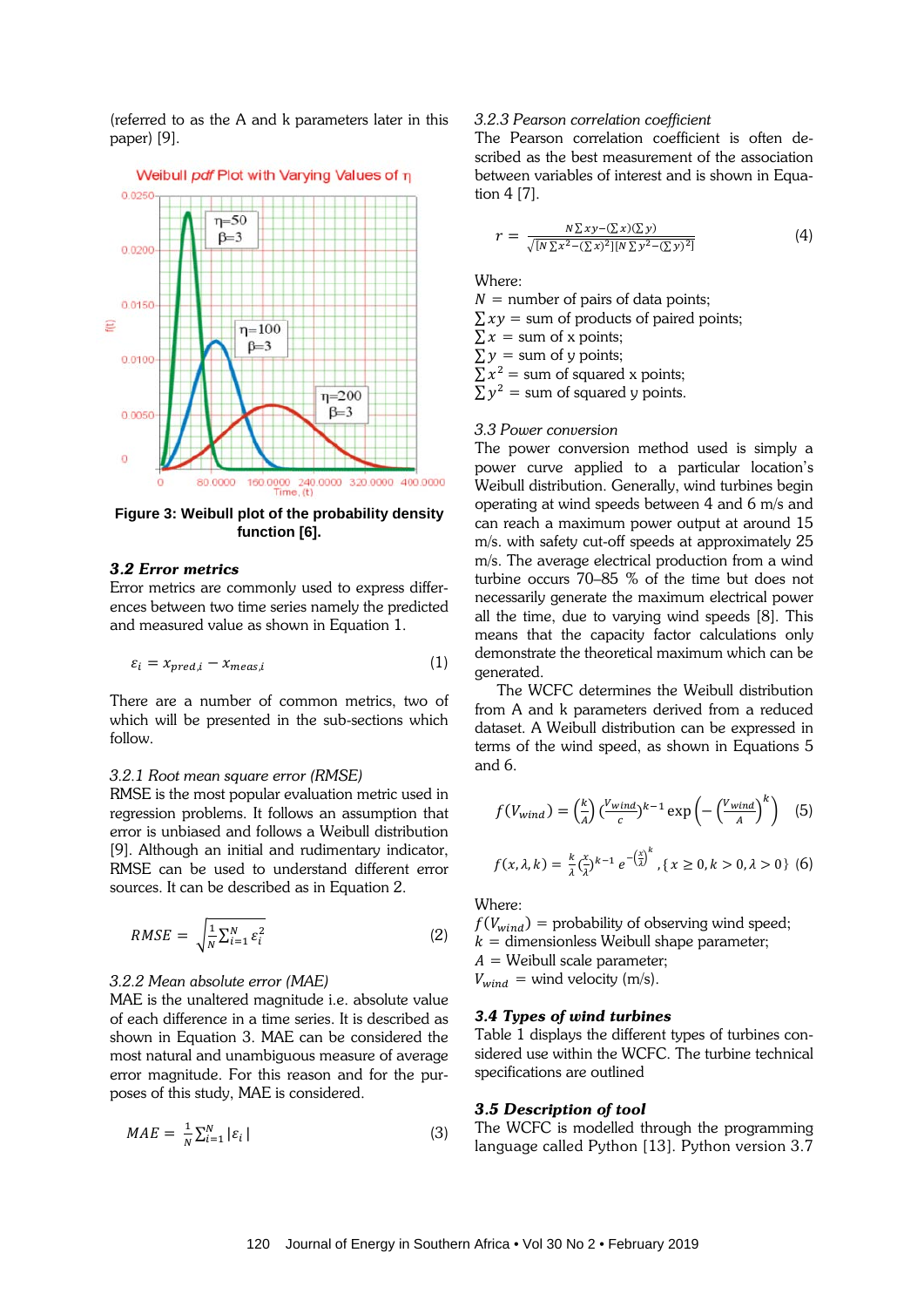(referred to as the A and k parameters later in this paper) [9].

Figure 3: Weibull plot of the probability density function [6].

### 3.2 Error metrics

Error metrics are commonly used to express differences between two time series namely the predicted and measured value as shown in Equation 1.

$$\varepsilon_i = x_{pred,i} - x_{meas,i} \quad (1)$$

There are a number of common metrics, two of which will be presented in the sub-sections which follow.

#### 3.2.1 Root mean square error (RMSE)

RMSE is the most popular evaluation metric used in regression problems. It follows an assumption that error is unbiased and follows a Weibull distribution [9]. Although an initial and rudimentary indicator, RMSE can be used to understand different error sources. It can be described as in Equation 2.

$$RMSE = \sqrt{\frac{1}{N}\sum_{i=1}^{N}\varepsilon_i^2} \quad (2)$$

#### 3.2.2 Mean absolute error (MAE)

MAE is the unaltered magnitude i.e. absolute value of each difference in a time series. It is described as shown in Equation 3. MAE can be considered the most natural and unambiguous measure of average error magnitude. For this reason and for the purposes of this study, MAE is considered.

$$MAE = \frac{1}{N}\sum_{i=1}^{N}|\varepsilon_i| \quad (3)$$

#### 3.2.3 Pearson correlation coefficient

The Pearson correlation coefficient is often described as the best measurement of the association between variables of interest and is shown in Equation 4 [7].

$$r = \frac{N\sum xy - (\sum x)(\sum y)}{\sqrt{[N\sum x^2 - (\sum x)^2][N\sum y^2 - (\sum y)^2]}} \quad (4)$$

Where:
$N$ = number of pairs of data points;
$\sum xy$ = sum of products of paired points;
$\sum x$ = sum of x points;
$\sum y$ = sum of y points;
$\sum x^2$ = sum of squared x points;
$\sum y^2$ = sum of squared y points.

### 3.3 Power conversion

The power conversion method used is simply a power curve applied to a particular location's Weibull distribution. Generally, wind turbines begin operating at wind speeds between 4 and 6 m/s and can reach a maximum power output at around 15 m/s. with safety cut-off speeds at approximately 25 m/s. The average electrical production from a wind turbine occurs 70–85 % of the time but does not necessarily generate the maximum electrical power all the time, due to varying wind speeds [8]. This means that the capacity factor calculations only demonstrate the theoretical maximum which can be generated.

The WCFC determines the Weibull distribution from A and k parameters derived from a reduced dataset. A Weibull distribution can be expressed in terms of the wind speed, as shown in Equations 5 and 6.

$$f(V_{wind}) = \left(\frac{k}{A}\right)\left(\frac{V_{wind}}{c}\right)^{k-1}\exp\left(-\left(\frac{V_{wind}}{A}\right)^k\right) \quad (5)$$

$$f(x,\lambda,k) = \frac{k}{\lambda}\left(\frac{x}{\lambda}\right)^{k-1}e^{-\left(\frac{x}{\lambda}\right)^k}, \{x \geq 0, k > 0, \lambda > 0\} \quad (6)$$

Where:
$f(V_{wind})$ = probability of observing wind speed;
$k$ = dimensionless Weibull shape parameter;
$A$ = Weibull scale parameter;
$V_{wind}$ = wind velocity (m/s).

### 3.4 Types of wind turbines

Table 1 displays the different types of turbines considered use within the WCFC. The turbine technical specifications are outlined

### 3.5 Description of tool

The WCFC is modelled through the programming language called Python [13]. Python version 3.7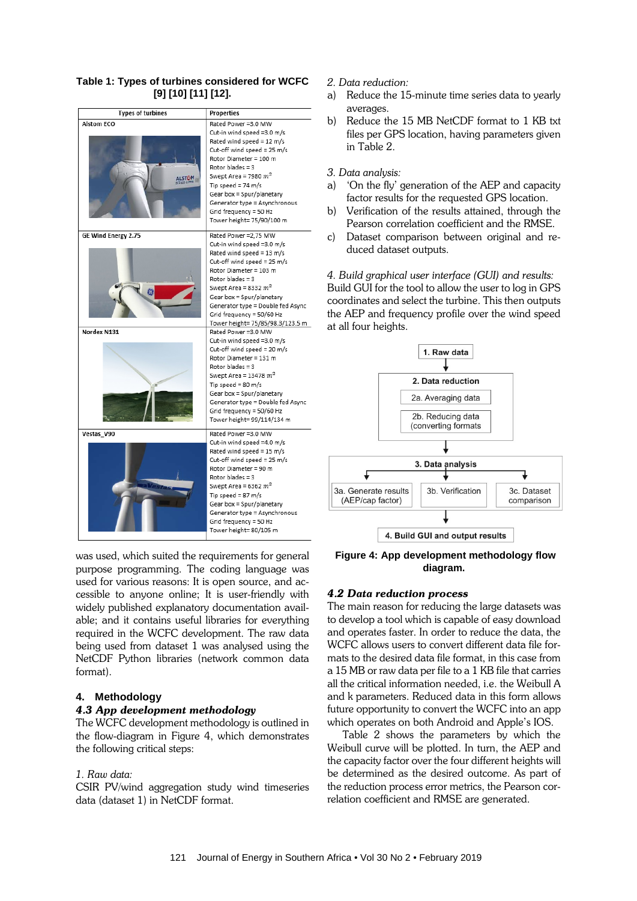**Table 1: Types of turbines considered for WCFC [9] [10] [11] [12].**

| Types of turbines | Properties |
|---|---|
| Alstom ECO | Rated Power =3.0 MW<br>Cut-in wind speed =3.0 m/s<br>Rated wind speed = 12 m/s<br>Cut-off wind speed = 25 m/s<br>Rotor Diameter = 100 m<br>Rotor blades = 3<br>Swept Area = 7980 $m^2$<br>Tip speed = 74 m/s<br>Gear box = Spur/planetary<br>Generator type = Asynchronous<br>Grid frequency = 50 Hz<br>Tower height= 75/90/100 m |
| GE Wind Energy 2.75 | Rated Power =2,75 MW<br>Cut-in wind speed =3.0 m/s<br>Rated wind speed = 13 m/s<br>Cut-off wind speed = 25 m/s<br>Rotor Diameter = 103 m<br>Rotor blades = 3<br>Swept Area = 8332 $m^2$<br>Gear box = Spur/planetary<br>Generator type = Double fed Async<br>Grid frequency = 50/60 Hz<br>Tower height= 75/85/98.3/123.5 m |
| Nordex N131 | Rated Power =3.0 MW<br>Cut-in wind speed =3.0 m/s<br>Cut-off wind speed = 20 m/s<br>Rotor Diameter = 131 m<br>Rotor blades = 3<br>Swept Area = 13478 $m^2$<br>Tip speed = 80 m/s<br>Gear box = Spur/planetary<br>Generator type = Double fed Async<br>Grid frequency = 50/60 Hz<br>Tower height= 99/114/134 m |
| Vestas_V90 | Rated Power =3.0 MW<br>Cut-in wind speed =4.0 m/s<br>Rated wind speed = 15 m/s<br>Cut-off wind speed = 25 m/s<br>Rotor Diameter = 90 m<br>Rotor blades = 3<br>Swept Area = 6362 $m^2$<br>Tip speed = 87 m/s<br>Gear box = Spur/planetary<br>Generator type = Asynchronous<br>Grid frequency = 50 Hz<br>Tower height= 80/105 m |

was used, which suited the requirements for general purpose programming. The coding language was used for various reasons: It is open source, and accessible to anyone online; It is user-friendly with widely published explanatory documentation available; and it contains useful libraries for everything required in the WCFC development. The raw data being used from dataset 1 was analysed using the NetCDF Python libraries (network common data format).

## 4. Methodology

### *4.3 App development methodology*

The WCFC development methodology is outlined in the flow-diagram in Figure 4, which demonstrates the following critical steps:

*1. Raw data:*
CSIR PV/wind aggregation study wind timeseries data (dataset 1) in NetCDF format.

*2. Data reduction:*

a) Reduce the 15-minute time series data to yearly averages.
b) Reduce the 15 MB NetCDF format to 1 KB txt files per GPS location, having parameters given in Table 2.

*3. Data analysis:*

a) 'On the fly' generation of the AEP and capacity factor results for the requested GPS location.
b) Verification of the results attained, through the Pearson correlation coefficient and the RMSE.
c) Dataset comparison between original and reduced dataset outputs.

*4. Build graphical user interface (GUI) and results:*
Build GUI for the tool to allow the user to log in GPS coordinates and select the turbine. This then outputs the AEP and frequency profile over the wind speed at all four heights.

1. Raw data → 2. Data reduction (2a. Averaging data; 2b. Reducing data (converting formats) → 3. Data analysis (3a. Generate results (AEP/cap factor); 3b. Verification; 3c. Dataset comparison) → 4. Build GUI and output results

**Figure 4: App development methodology flow diagram.**

### *4.2 Data reduction process*

The main reason for reducing the large datasets was to develop a tool which is capable of easy download and operates faster. In order to reduce the data, the WCFC allows users to convert different data file formats to the desired data file format, in this case from a 15 MB or raw data per file to a 1 KB file that carries all the critical information needed, i.e. the Weibull A and k parameters. Reduced data in this form allows future opportunity to convert the WCFC into an app which operates on both Android and Apple's IOS.

Table 2 shows the parameters by which the Weibull curve will be plotted. In turn, the AEP and the capacity factor over the four different heights will be determined as the desired outcome. As part of the reduction process error metrics, the Pearson correlation coefficient and RMSE are generated.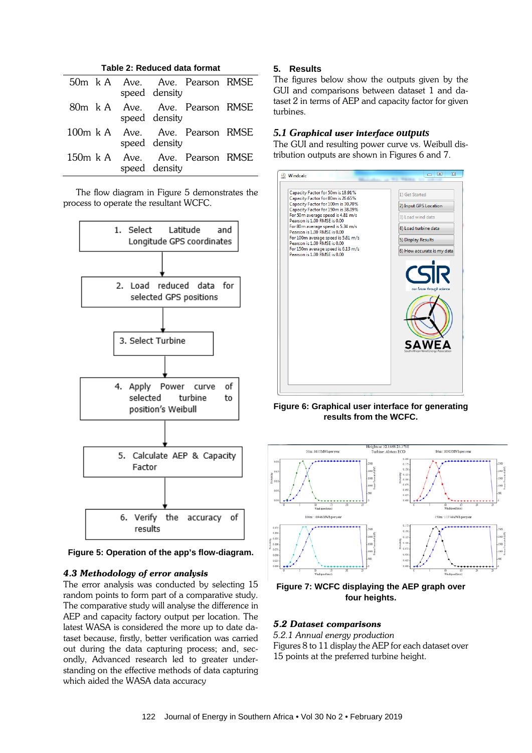**Table 2: Reduced data format**

| | | | | | |
|---|---|---|---|---|---|
| 50m | k A | Ave. speed | Ave. density | Pearson | RMSE |
| 80m | k A | Ave. speed | Ave. density | Pearson | RMSE |
| 100m | k A | Ave. speed | Ave. density | Pearson | RMSE |
| 150m | k A | Ave. speed | Ave. density | Pearson | RMSE |

The flow diagram in Figure 5 demonstrates the process to operate the resultant WCFC.

1. Select Latitude and Longitude GPS coordinates
2. Load reduced data for selected GPS positions
3. Select Turbine
4. Apply Power curve of selected turbine to position's Weibull
5. Calculate AEP & Capacity Factor
6. Verify the accuracy of results

**Figure 5: Operation of the app's flow-diagram.**

### *4.3 Methodology of error analysis*

The error analysis was conducted by selecting 15 random points to form part of a comparative study. The comparative study will analyse the difference in AEP and capacity factory output per location. The latest WASA is considered the more up to date dataset because, firstly, better verification was carried out during the data capturing process; and, secondly, Advanced research led to greater understanding on the effective methods of data capturing which aided the WASA data accuracy

## 5. Results

The figures below show the outputs given by the GUI and comparisons between dataset 1 and dataset 2 in terms of AEP and capacity factor for given turbines.

### *5.1 Graphical user interface outputs*

The GUI and resulting power curve vs. Weibull distribution outputs are shown in Figures 6 and 7.

**Figure 6: Graphical user interface for generating results from the WCFC.**

**Figure 7: WCFC displaying the AEP graph over four heights.**

### *5.2 Dataset comparisons*

*5.2.1 Annual energy production*

Figures 8 to 11 display the AEP for each dataset over 15 points at the preferred turbine height.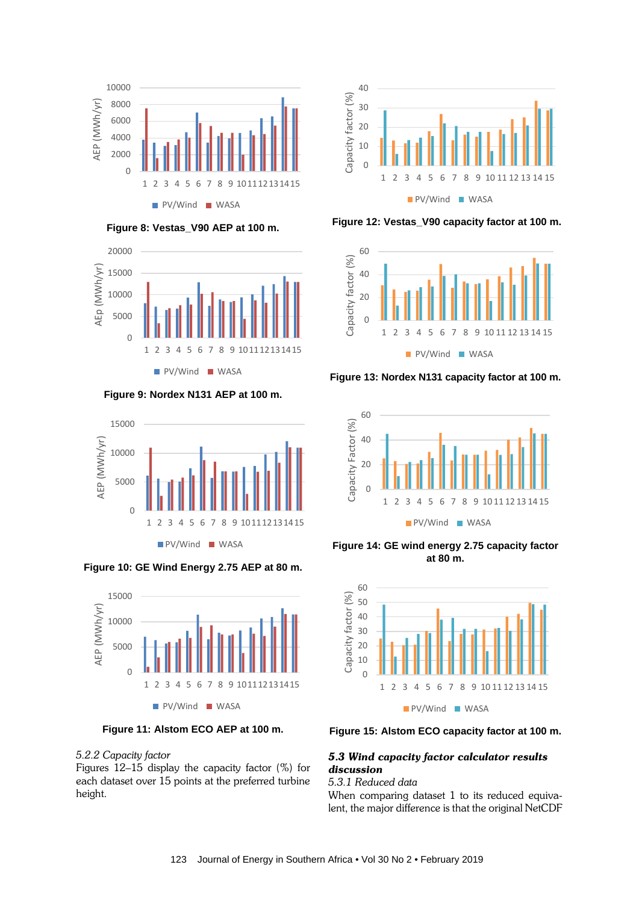Figure 8: Vestas_V90 AEP at 100 m.

Figure 9: Nordex N131 AEP at 100 m.

Figure 10: GE Wind Energy 2.75 AEP at 80 m.

Figure 11: Alstom ECO AEP at 100 m.

Figure 12: Vestas_V90 capacity factor at 100 m.

Figure 13: Nordex N131 capacity factor at 100 m.

Figure 14: GE wind energy 2.75 capacity factor at 80 m.

Figure 15: Alstom ECO capacity factor at 100 m.

#### *5.2.2 Capacity factor*

Figures 12–15 display the capacity factor (%) for each dataset over 15 points at the preferred turbine height.

### *5.3 Wind capacity factor calculator results discussion*

#### *5.3.1 Reduced data*

When comparing dataset 1 to its reduced equivalent, the major difference is that the original NetCDF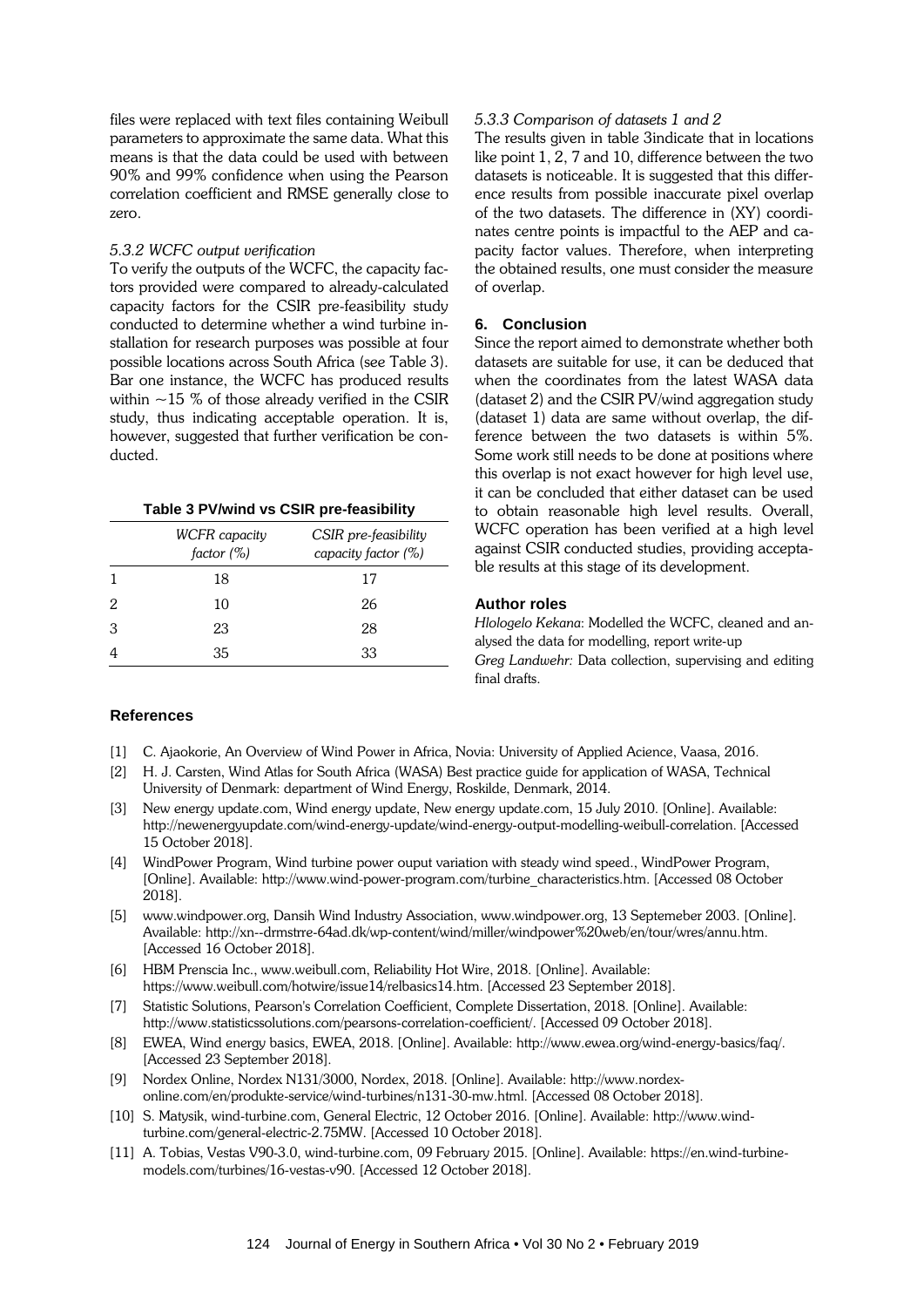files were replaced with text files containing Weibull parameters to approximate the same data. What this means is that the data could be used with between 90% and 99% confidence when using the Pearson correlation coefficient and RMSE generally close to zero.

*5.3.2 WCFC output verification*

To verify the outputs of the WCFC, the capacity factors provided were compared to already-calculated capacity factors for the CSIR pre-feasibility study conducted to determine whether a wind turbine installation for research purposes was possible at four possible locations across South Africa (see Table 3). Bar one instance, the WCFC has produced results within ~15 % of those already verified in the CSIR study, thus indicating acceptable operation. It is, however, suggested that further verification be conducted.

**Table 3 PV/wind vs CSIR pre-feasibility**

| | *WCFR capacity factor (%)* | *CSIR pre-feasibility capacity factor (%)* |
|---|---|---|
| 1 | 18 | 17 |
| 2 | 10 | 26 |
| 3 | 23 | 28 |
| 4 | 35 | 33 |

*5.3.3 Comparison of datasets 1 and 2*

The results given in table 3indicate that in locations like point 1, 2, 7 and 10, difference between the two datasets is noticeable. It is suggested that this difference results from possible inaccurate pixel overlap of the two datasets. The difference in (XY) coordinates centre points is impactful to the AEP and capacity factor values. Therefore, when interpreting the obtained results, one must consider the measure of overlap.

## 6. Conclusion

Since the report aimed to demonstrate whether both datasets are suitable for use, it can be deduced that when the coordinates from the latest WASA data (dataset 2) and the CSIR PV/wind aggregation study (dataset 1) data are same without overlap, the difference between the two datasets is within 5%. Some work still needs to be done at positions where this overlap is not exact however for high level use, it can be concluded that either dataset can be used to obtain reasonable high level results. Overall, WCFC operation has been verified at a high level against CSIR conducted studies, providing acceptable results at this stage of its development.

### Author roles

*Hlologelo Kekana*: Modelled the WCFC, cleaned and analysed the data for modelling, report write-up
*Greg Landwehr:* Data collection, supervising and editing final drafts.

## References

[1] C. Ajaokorie, An Overview of Wind Power in Africa, Novia: University of Applied Acience, Vaasa, 2016.

[2] H. J. Carsten, Wind Atlas for South Africa (WASA) Best practice guide for application of WASA, Technical University of Denmark: department of Wind Energy, Roskilde, Denmark, 2014.

[3] New energy update.com, Wind energy update, New energy update.com, 15 July 2010. [Online]. Available: http://newenergyupdate.com/wind-energy-update/wind-energy-output-modelling-weibull-correlation. [Accessed 15 October 2018].

[4] WindPower Program, Wind turbine power ouput variation with steady wind speed., WindPower Program, [Online]. Available: http://www.wind-power-program.com/turbine_characteristics.htm. [Accessed 08 October 2018].

[5] www.windpower.org, Dansih Wind Industry Association, www.windpower.org, 13 Septemeber 2003. [Online]. Available: http://xn--drmstrre-64ad.dk/wp-content/wind/miller/windpower%20web/en/tour/wres/annu.htm. [Accessed 16 October 2018].

[6] HBM Prenscia Inc., www.weibull.com, Reliability Hot Wire, 2018. [Online]. Available: https://www.weibull.com/hotwire/issue14/relbasics14.htm. [Accessed 23 September 2018].

[7] Statistic Solutions, Pearson's Correlation Coefficient, Complete Dissertation, 2018. [Online]. Available: http://www.statisticssolutions.com/pearsons-correlation-coefficient/. [Accessed 09 October 2018].

[8] EWEA, Wind energy basics, EWEA, 2018. [Online]. Available: http://www.ewea.org/wind-energy-basics/faq/. [Accessed 23 September 2018].

[9] Nordex Online, Nordex N131/3000, Nordex, 2018. [Online]. Available: http://www.nordex-online.com/en/produkte-service/wind-turbines/n131-30-mw.html. [Accessed 08 October 2018].

[10] S. Matysik, wind-turbine.com, General Electric, 12 October 2016. [Online]. Available: http://www.wind-turbine.com/general-electric-2.75MW. [Accessed 10 October 2018].

[11] A. Tobias, Vestas V90-3.0, wind-turbine.com, 09 February 2015. [Online]. Available: https://en.wind-turbine-models.com/turbines/16-vestas-v90. [Accessed 12 October 2018].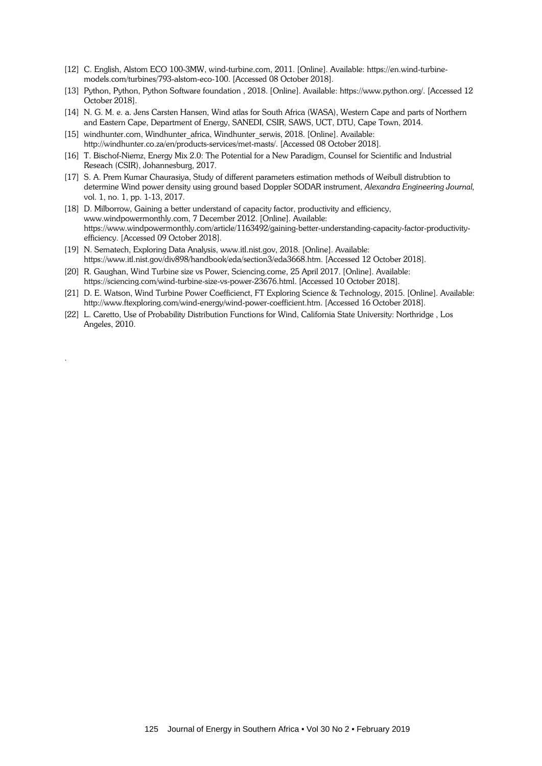[12] C. English, Alstom ECO 100-3MW, wind-turbine.com, 2011. [Online]. Available: https://en.wind-turbine-models.com/turbines/793-alstom-eco-100. [Accessed 08 October 2018].

[13] Python, Python, Python Software foundation , 2018. [Online]. Available: https://www.python.org/. [Accessed 12 October 2018].

[14] N. G. M. e. a. Jens Carsten Hansen, Wind atlas for South Africa (WASA), Western Cape and parts of Northern and Eastern Cape, Department of Energy, SANEDI, CSIR, SAWS, UCT, DTU, Cape Town, 2014.

[15] windhunter.com, Windhunter_africa, Windhunter_serwis, 2018. [Online]. Available: http://windhunter.co.za/en/products-services/met-masts/. [Accessed 08 October 2018].

[16] T. Bischof-Niemz, Energy Mix 2.0: The Potential for a New Paradigm, Counsel for Scientific and Industrial Reseach (CSIR), Johannesburg, 2017.

[17] S. A. Prem Kumar Chaurasiya, Study of different parameters estimation methods of Weibull distrubtion to determine Wind power density using ground based Doppler SODAR instrument, *Alexandra Engineering Journal,* vol. 1, no. 1, pp. 1-13, 2017.

[18] D. Milborrow, Gaining a better understand of capacity factor, productivity and efficiency, www.windpowermonthly.com, 7 December 2012. [Online]. Available: https://www.windpowermonthly.com/article/1163492/gaining-better-understanding-capacity-factor-productivity-efficiency. [Accessed 09 October 2018].

[19] N. Sematech, Exploring Data Analysis, www.itl.nist.gov, 2018. [Online]. Available: https://www.itl.nist.gov/div898/handbook/eda/section3/eda3668.htm. [Accessed 12 October 2018].

[20] R. Gaughan, Wind Turbine size vs Power, Sciencing.come, 25 April 2017. [Online]. Available: https://sciencing.com/wind-turbine-size-vs-power-23676.html. [Accessed 10 October 2018].

[21] D. E. Watson, Wind Turbine Power Coefficienct, FT Exploring Science & Technology, 2015. [Online]. Available: http://www.ftexploring.com/wind-energy/wind-power-coefficient.htm. [Accessed 16 October 2018].

[22] L. Caretto, Use of Probability Distribution Functions for Wind, California State University: Northridge , Los Angeles, 2010.